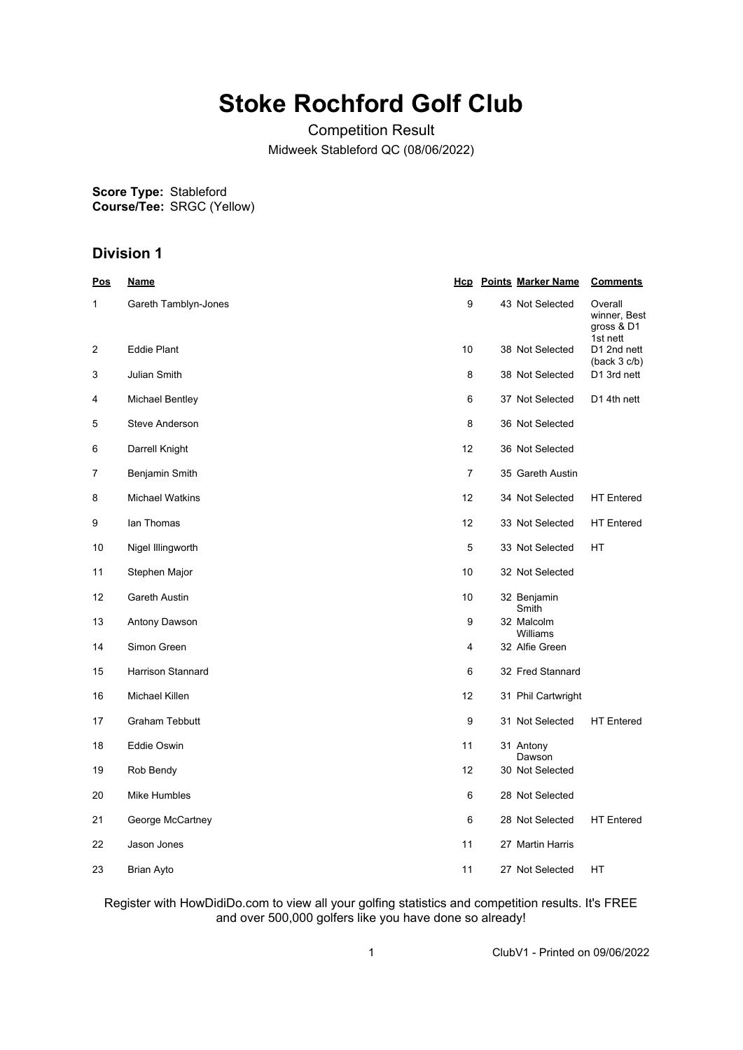# Stoke Rochford Golf Club

Competition Result

Midweek Stableford QC (08/06/2022)

**Score Type:** Stableford
**Course/Tee:** SRGC (Yellow)

## Division 1

| Pos | Name | Hcp | Points | Marker Name | Comments |
|---|---|---|---|---|---|
| 1 | Gareth Tamblyn-Jones | 9 | 43 | Not Selected | Overall winner, Best gross & D1 1st nett |
| 2 | Eddie Plant | 10 | 38 | Not Selected | D1 2nd nett (back 3 c/b) |
| 3 | Julian Smith | 8 | 38 | Not Selected | D1 3rd nett |
| 4 | Michael Bentley | 6 | 37 | Not Selected | D1 4th nett |
| 5 | Steve Anderson | 8 | 36 | Not Selected | |
| 6 | Darrell Knight | 12 | 36 | Not Selected | |
| 7 | Benjamin Smith | 7 | 35 | Gareth Austin | |
| 8 | Michael Watkins | 12 | 34 | Not Selected | HT Entered |
| 9 | Ian Thomas | 12 | 33 | Not Selected | HT Entered |
| 10 | Nigel Illingworth | 5 | 33 | Not Selected | HT |
| 11 | Stephen Major | 10 | 32 | Not Selected | |
| 12 | Gareth Austin | 10 | 32 | Benjamin Smith | |
| 13 | Antony Dawson | 9 | 32 | Malcolm Williams | |
| 14 | Simon Green | 4 | 32 | Alfie Green | |
| 15 | Harrison Stannard | 6 | 32 | Fred Stannard | |
| 16 | Michael Killen | 12 | 31 | Phil Cartwright | |
| 17 | Graham Tebbutt | 9 | 31 | Not Selected | HT Entered |
| 18 | Eddie Oswin | 11 | 31 | Antony Dawson | |
| 19 | Rob Bendy | 12 | 30 | Not Selected | |
| 20 | Mike Humbles | 6 | 28 | Not Selected | |
| 21 | George McCartney | 6 | 28 | Not Selected | HT Entered |
| 22 | Jason Jones | 11 | 27 | Martin Harris | |
| 23 | Brian Ayto | 11 | 27 | Not Selected | HT |

Register with HowDidiDo.com to view all your golfing statistics and competition results. It's FREE and over 500,000 golfers like you have done so already!

ClubV1 - Printed on 09/06/2022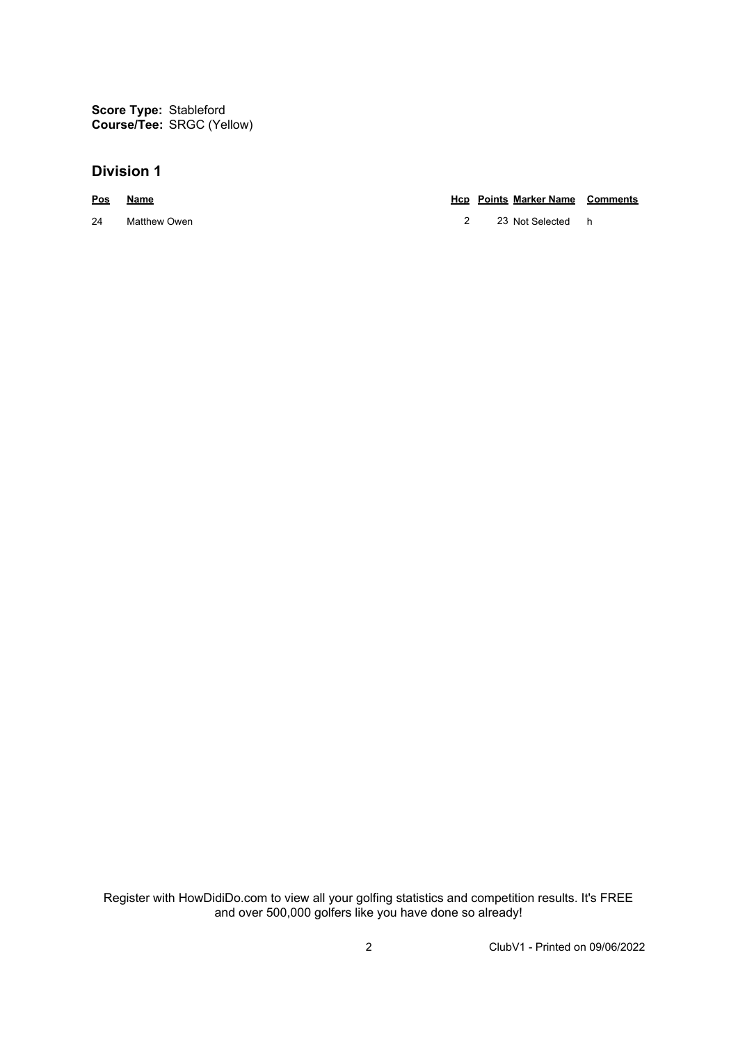**Score Type:** Stableford
**Course/Tee:** SRGC (Yellow)

## Division 1

| Pos | Name | Hcp | Points | Marker Name | Comments |
|---|---|---|---|---|---|
| 24 | Matthew Owen | 2 | 23 | Not Selected | h |

Register with HowDidiDo.com to view all your golfing statistics and competition results. It's FREE and over 500,000 golfers like you have done so already!

ClubV1 - Printed on 09/06/2022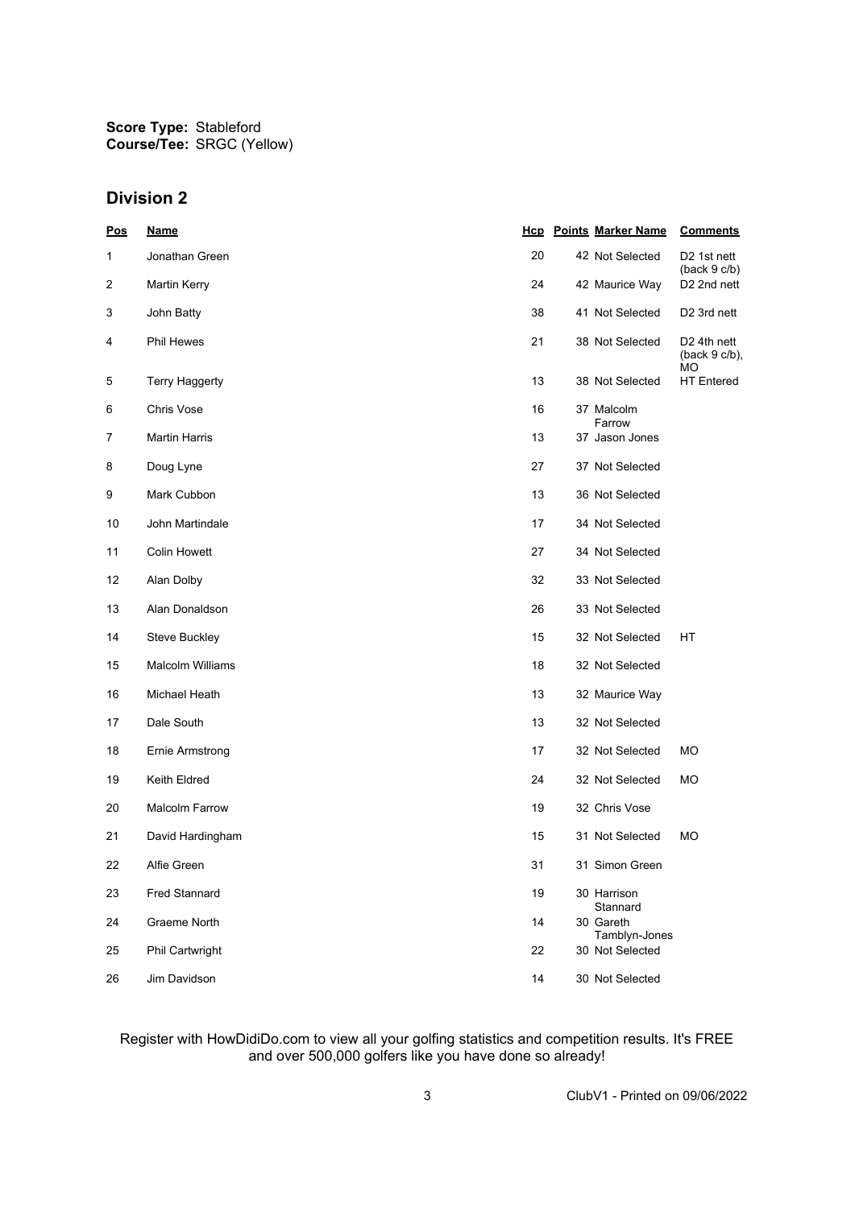**Score Type:** Stableford
**Course/Tee:** SRGC (Yellow)

## Division 2

| Pos | Name | Hcp | Points | Marker Name | Comments |
|---|---|---|---|---|---|
| 1 | Jonathan Green | 20 | 42 | Not Selected | D2 1st nett (back 9 c/b) |
| 2 | Martin Kerry | 24 | 42 | Maurice Way | D2 2nd nett |
| 3 | John Batty | 38 | 41 | Not Selected | D2 3rd nett |
| 4 | Phil Hewes | 21 | 38 | Not Selected | D2 4th nett (back 9 c/b), MO |
| 5 | Terry Haggerty | 13 | 38 | Not Selected | HT Entered |
| 6 | Chris Vose | 16 | 37 | Malcolm Farrow | |
| 7 | Martin Harris | 13 | 37 | Jason Jones | |
| 8 | Doug Lyne | 27 | 37 | Not Selected | |
| 9 | Mark Cubbon | 13 | 36 | Not Selected | |
| 10 | John Martindale | 17 | 34 | Not Selected | |
| 11 | Colin Howett | 27 | 34 | Not Selected | |
| 12 | Alan Dolby | 32 | 33 | Not Selected | |
| 13 | Alan Donaldson | 26 | 33 | Not Selected | |
| 14 | Steve Buckley | 15 | 32 | Not Selected | HT |
| 15 | Malcolm Williams | 18 | 32 | Not Selected | |
| 16 | Michael Heath | 13 | 32 | Maurice Way | |
| 17 | Dale South | 13 | 32 | Not Selected | |
| 18 | Ernie Armstrong | 17 | 32 | Not Selected | MO |
| 19 | Keith Eldred | 24 | 32 | Not Selected | MO |
| 20 | Malcolm Farrow | 19 | 32 | Chris Vose | |
| 21 | David Hardingham | 15 | 31 | Not Selected | MO |
| 22 | Alfie Green | 31 | 31 | Simon Green | |
| 23 | Fred Stannard | 19 | 30 | Harrison Stannard | |
| 24 | Graeme North | 14 | 30 | Gareth Tamblyn-Jones | |
| 25 | Phil Cartwright | 22 | 30 | Not Selected | |
| 26 | Jim Davidson | 14 | 30 | Not Selected | |

Register with HowDidiDo.com to view all your golfing statistics and competition results. It's FREE and over 500,000 golfers like you have done so already!

ClubV1 - Printed on 09/06/2022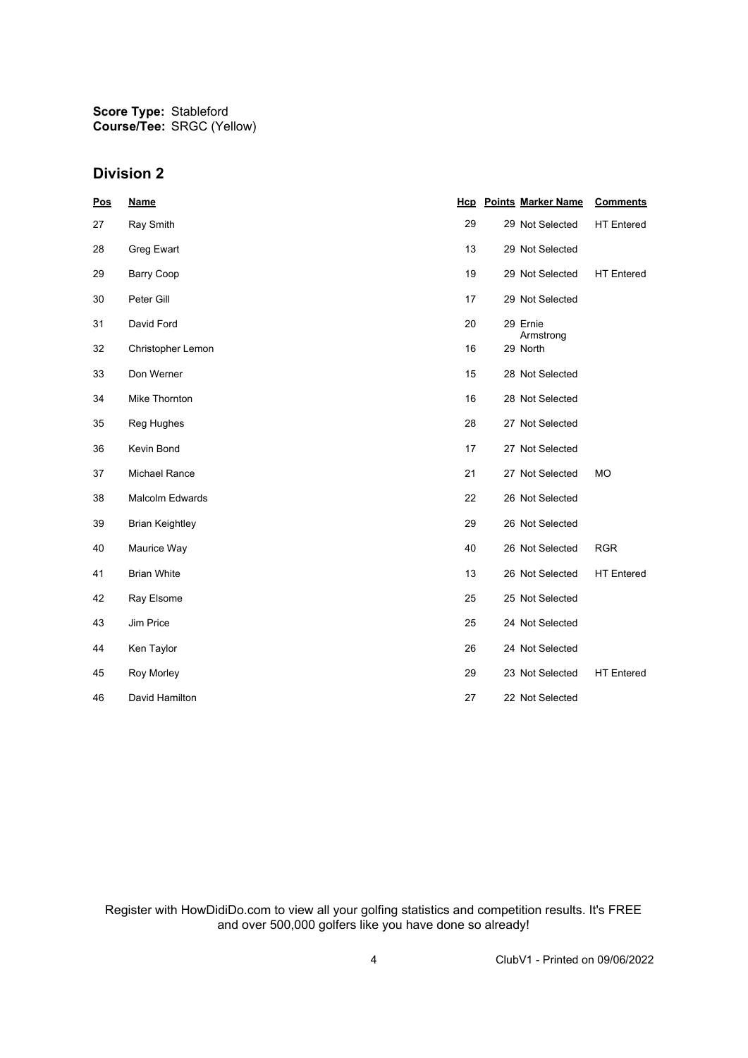**Score Type:** Stableford
**Course/Tee:** SRGC (Yellow)

## Division 2

| Pos | Name | Hcp | Points | Marker Name | Comments |
|---|---|---|---|---|---|
| 27 | Ray Smith | 29 | 29 | Not Selected | HT Entered |
| 28 | Greg Ewart | 13 | 29 | Not Selected | |
| 29 | Barry Coop | 19 | 29 | Not Selected | HT Entered |
| 30 | Peter Gill | 17 | 29 | Not Selected | |
| 31 | David Ford | 20 | 29 | Ernie Armstrong | |
| 32 | Christopher Lemon | 16 | 29 | North | |
| 33 | Don Werner | 15 | 28 | Not Selected | |
| 34 | Mike Thornton | 16 | 28 | Not Selected | |
| 35 | Reg Hughes | 28 | 27 | Not Selected | |
| 36 | Kevin Bond | 17 | 27 | Not Selected | |
| 37 | Michael Rance | 21 | 27 | Not Selected | MO |
| 38 | Malcolm Edwards | 22 | 26 | Not Selected | |
| 39 | Brian Keightley | 29 | 26 | Not Selected | |
| 40 | Maurice Way | 40 | 26 | Not Selected | RGR |
| 41 | Brian White | 13 | 26 | Not Selected | HT Entered |
| 42 | Ray Elsome | 25 | 25 | Not Selected | |
| 43 | Jim Price | 25 | 24 | Not Selected | |
| 44 | Ken Taylor | 26 | 24 | Not Selected | |
| 45 | Roy Morley | 29 | 23 | Not Selected | HT Entered |
| 46 | David Hamilton | 27 | 22 | Not Selected | |

Register with HowDidiDo.com to view all your golfing statistics and competition results. It's FREE and over 500,000 golfers like you have done so already!

ClubV1 - Printed on 09/06/2022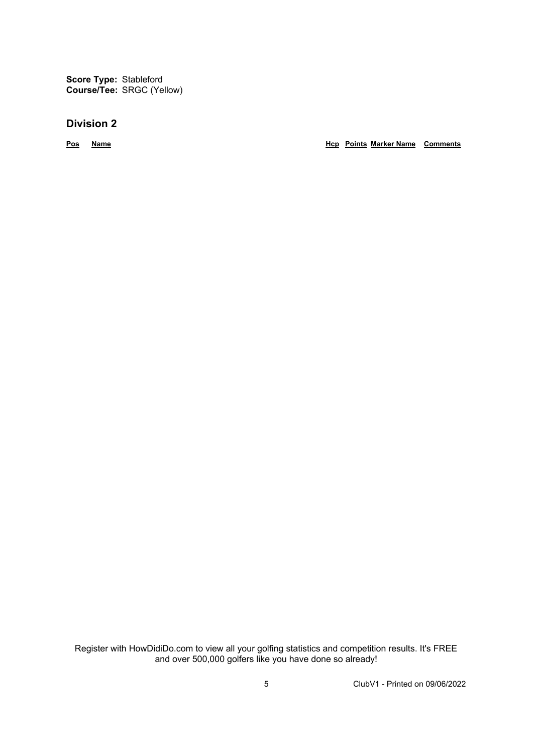**Score Type:** Stableford
**Course/Tee:** SRGC (Yellow)

## Division 2

| Pos | Name | Hcp | Points | Marker Name | Comments |
| --- | --- | --- | --- | --- | --- |

Register with HowDidiDo.com to view all your golfing statistics and competition results. It's FREE and over 500,000 golfers like you have done so already!

ClubV1 - Printed on 09/06/2022